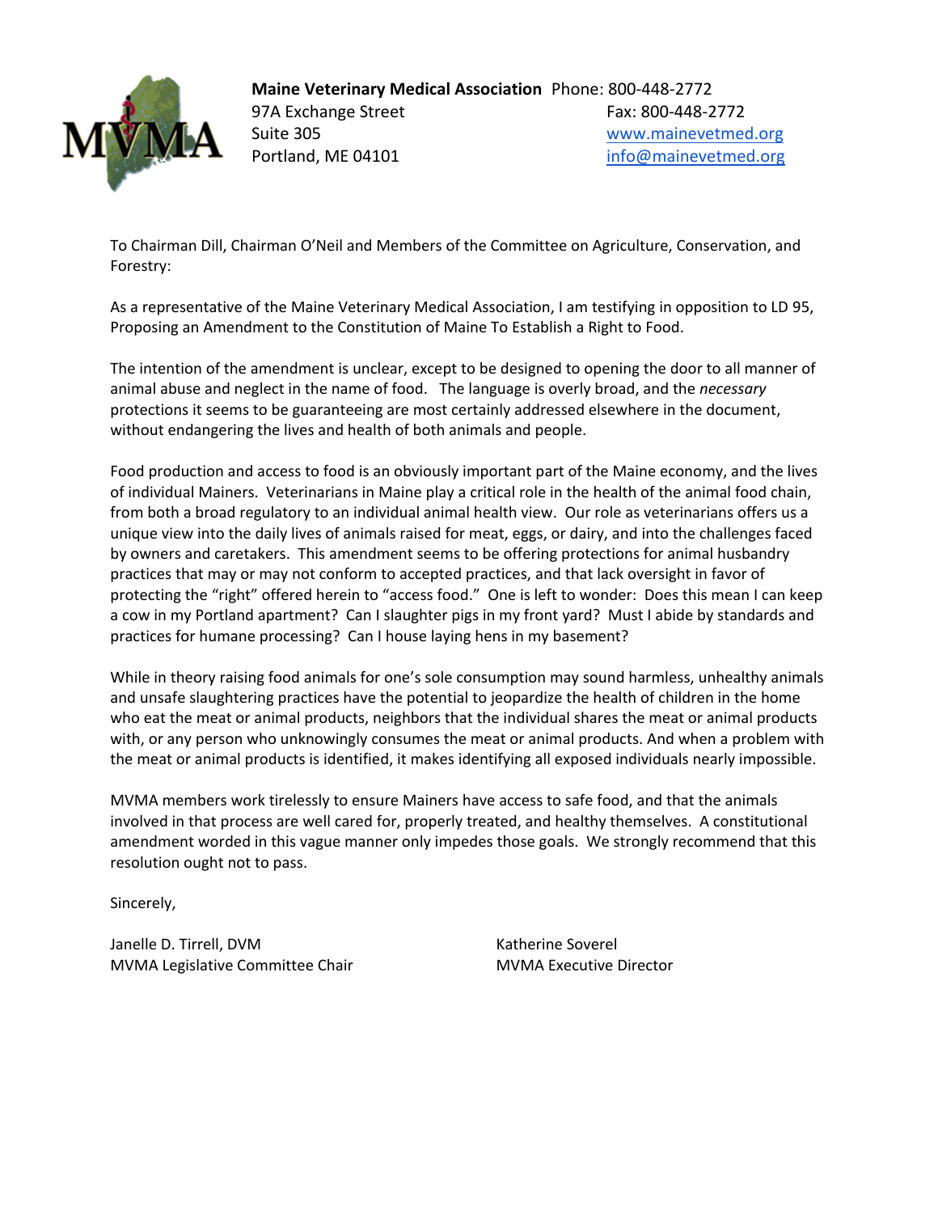**Maine Veterinary Medical Association** Phone: 800-448-2772
97A Exchange Street
Suite 305
Portland, ME 04101

Fax: 800-448-2772
www.mainevetmed.org
info@mainevetmed.org

To Chairman Dill, Chairman O'Neil and Members of the Committee on Agriculture, Conservation, and Forestry:

As a representative of the Maine Veterinary Medical Association, I am testifying in opposition to LD 95, Proposing an Amendment to the Constitution of Maine To Establish a Right to Food.

The intention of the amendment is unclear, except to be designed to opening the door to all manner of animal abuse and neglect in the name of food. The language is overly broad, and the *necessary* protections it seems to be guaranteeing are most certainly addressed elsewhere in the document, without endangering the lives and health of both animals and people.

Food production and access to food is an obviously important part of the Maine economy, and the lives of individual Mainers. Veterinarians in Maine play a critical role in the health of the animal food chain, from both a broad regulatory to an individual animal health view. Our role as veterinarians offers us a unique view into the daily lives of animals raised for meat, eggs, or dairy, and into the challenges faced by owners and caretakers. This amendment seems to be offering protections for animal husbandry practices that may or may not conform to accepted practices, and that lack oversight in favor of protecting the "right" offered herein to "access food." One is left to wonder: Does this mean I can keep a cow in my Portland apartment? Can I slaughter pigs in my front yard? Must I abide by standards and practices for humane processing? Can I house laying hens in my basement?

While in theory raising food animals for one's sole consumption may sound harmless, unhealthy animals and unsafe slaughtering practices have the potential to jeopardize the health of children in the home who eat the meat or animal products, neighbors that the individual shares the meat or animal products with, or any person who unknowingly consumes the meat or animal products. And when a problem with the meat or animal products is identified, it makes identifying all exposed individuals nearly impossible.

MVMA members work tirelessly to ensure Mainers have access to safe food, and that the animals involved in that process are well cared for, properly treated, and healthy themselves. A constitutional amendment worded in this vague manner only impedes those goals. We strongly recommend that this resolution ought not to pass.

Sincerely,

Janelle D. Tirrell, DVM
MVMA Legislative Committee Chair

Katherine Soverel
MVMA Executive Director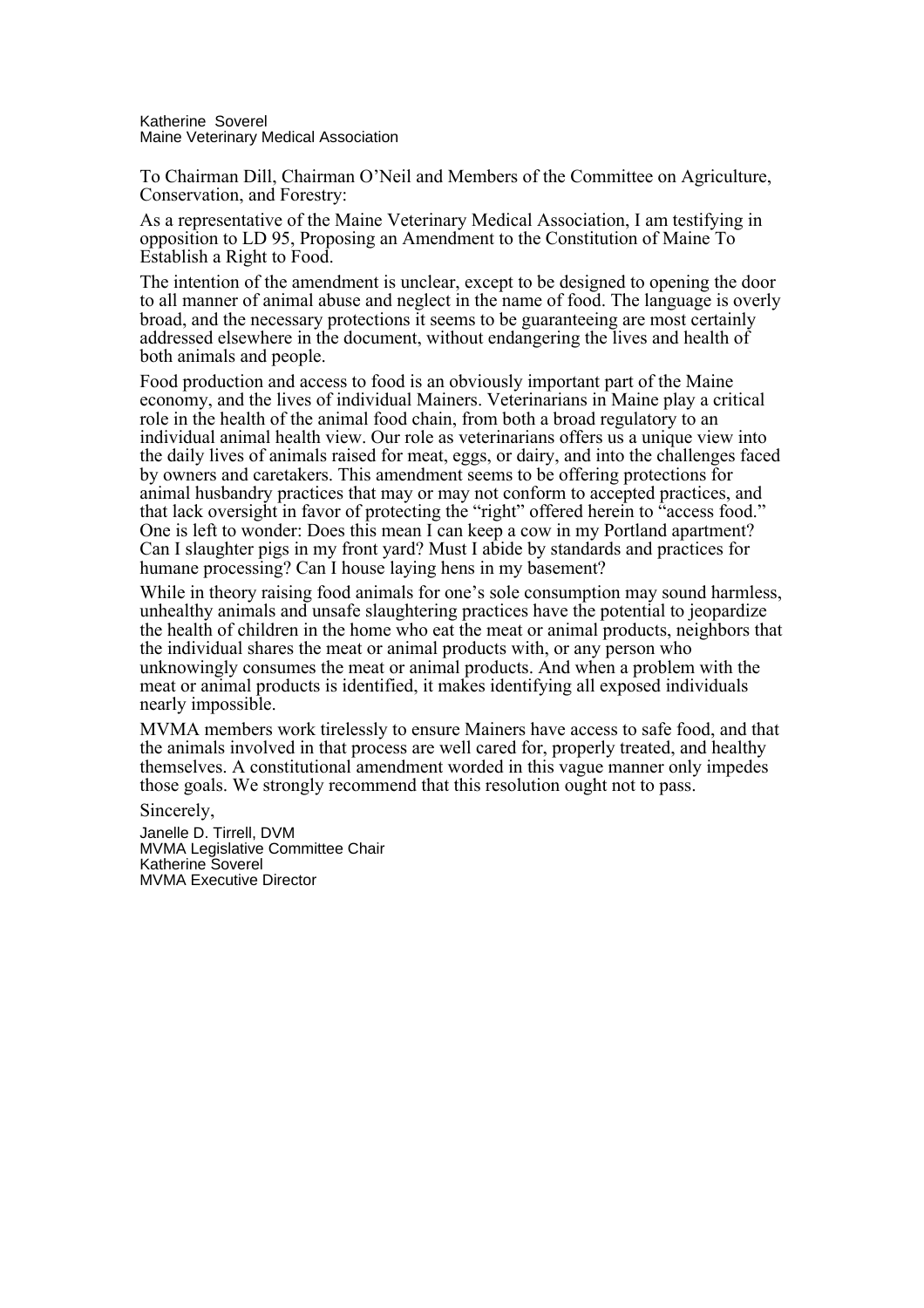Katherine Soverel
Maine Veterinary Medical Association

To Chairman Dill, Chairman O'Neil and Members of the Committee on Agriculture, Conservation, and Forestry:

As a representative of the Maine Veterinary Medical Association, I am testifying in opposition to LD 95, Proposing an Amendment to the Constitution of Maine To Establish a Right to Food.

The intention of the amendment is unclear, except to be designed to opening the door to all manner of animal abuse and neglect in the name of food. The language is overly broad, and the necessary protections it seems to be guaranteeing are most certainly addressed elsewhere in the document, without endangering the lives and health of both animals and people.

Food production and access to food is an obviously important part of the Maine economy, and the lives of individual Mainers. Veterinarians in Maine play a critical role in the health of the animal food chain, from both a broad regulatory to an individual animal health view. Our role as veterinarians offers us a unique view into the daily lives of animals raised for meat, eggs, or dairy, and into the challenges faced by owners and caretakers. This amendment seems to be offering protections for animal husbandry practices that may or may not conform to accepted practices, and that lack oversight in favor of protecting the "right" offered herein to "access food." One is left to wonder: Does this mean I can keep a cow in my Portland apartment? Can I slaughter pigs in my front yard? Must I abide by standards and practices for humane processing? Can I house laying hens in my basement?

While in theory raising food animals for one's sole consumption may sound harmless, unhealthy animals and unsafe slaughtering practices have the potential to jeopardize the health of children in the home who eat the meat or animal products, neighbors that the individual shares the meat or animal products with, or any person who unknowingly consumes the meat or animal products. And when a problem with the meat or animal products is identified, it makes identifying all exposed individuals nearly impossible.

MVMA members work tirelessly to ensure Mainers have access to safe food, and that the animals involved in that process are well cared for, properly treated, and healthy themselves. A constitutional amendment worded in this vague manner only impedes those goals. We strongly recommend that this resolution ought not to pass.

Sincerely,

Janelle D. Tirrell, DVM
MVMA Legislative Committee Chair
Katherine Soverel
MVMA Executive Director